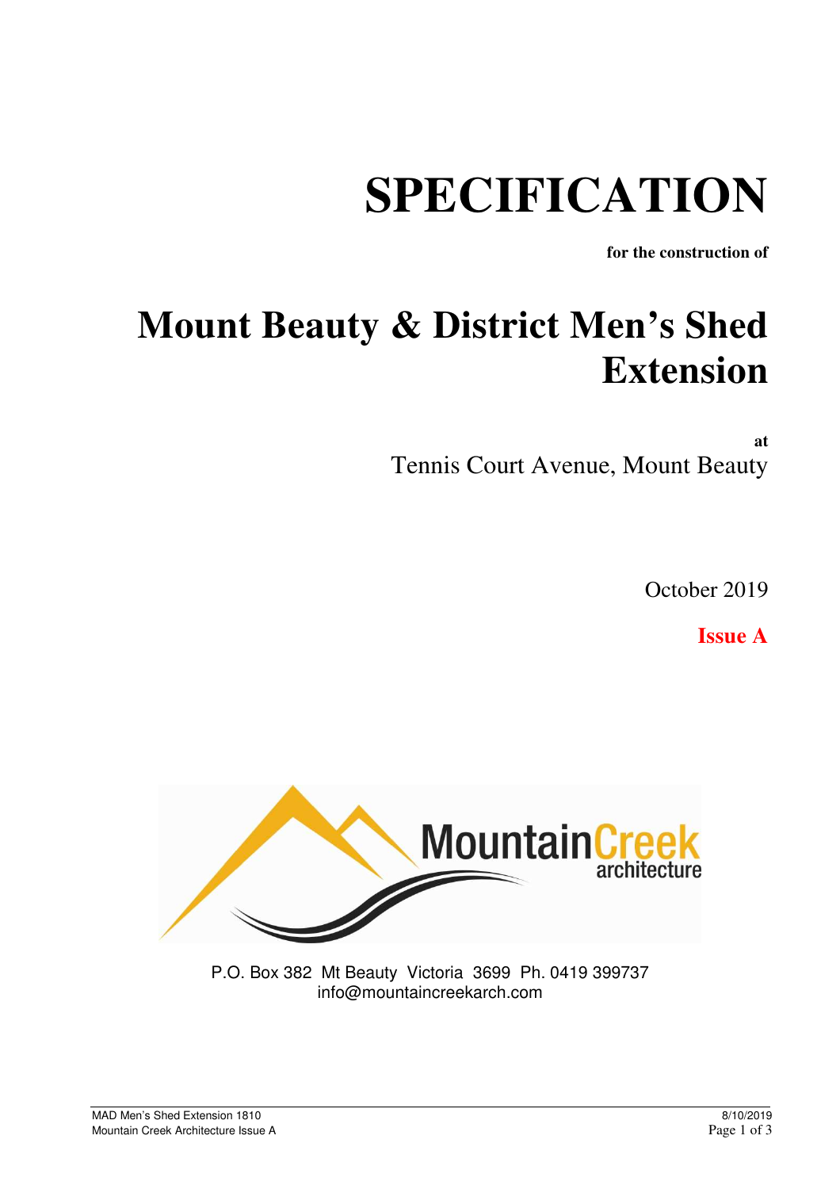# SPECIFICATION

**for the construction of**

# Mount Beauty & District Men's Shed Extension

**at**

Tennis Court Avenue, Mount Beauty

October 2019

**Issue A**

MountainCreek architecture

P.O. Box 382 Mt Beauty Victoria 3699 Ph. 0419 399737
info@mountaincreekarch.com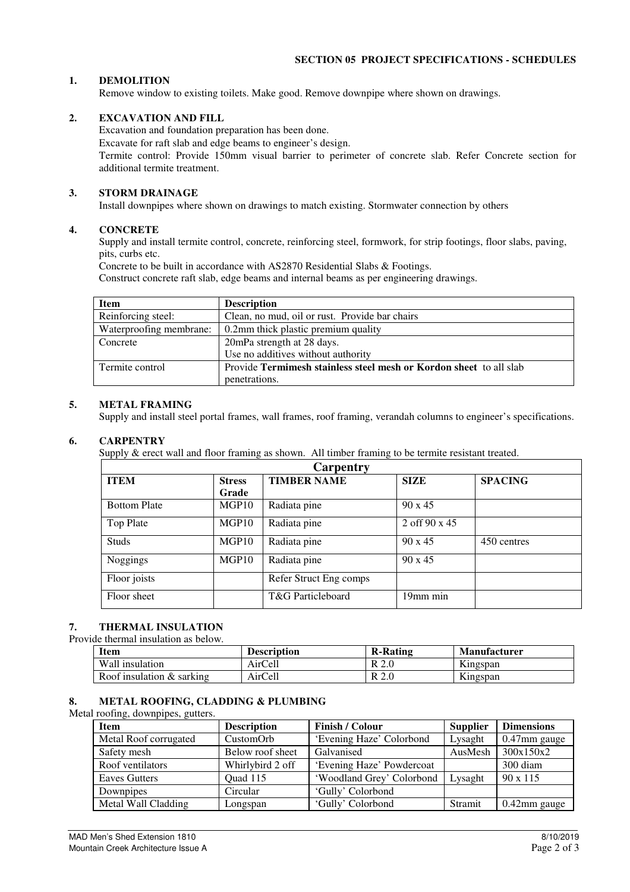## SECTION 05 PROJECT SPECIFICATIONS - SCHEDULES

### 1. DEMOLITION

Remove window to existing toilets. Make good. Remove downpipe where shown on drawings.

### 2. EXCAVATION AND FILL

Excavation and foundation preparation has been done.

Excavate for raft slab and edge beams to engineer's design.

Termite control: Provide 150mm visual barrier to perimeter of concrete slab. Refer Concrete section for additional termite treatment.

### 3. STORM DRAINAGE

Install downpipes where shown on drawings to match existing. Stormwater connection by others

### 4. CONCRETE

Supply and install termite control, concrete, reinforcing steel, formwork, for strip footings, floor slabs, paving, pits, curbs etc.

Concrete to be built in accordance with AS2870 Residential Slabs & Footings.

Construct concrete raft slab, edge beams and internal beams as per engineering drawings.

| Item | Description |
|---|---|
| Reinforcing steel: | Clean, no mud, oil or rust. Provide bar chairs |
| Waterproofing membrane: | 0.2mm thick plastic premium quality |
| Concrete | 20mPa strength at 28 days.<br>Use no additives without authority |
| Termite control | Provide **Termimesh stainless steel mesh or Kordon sheet** to all slab penetrations. |

### 5. METAL FRAMING

Supply and install steel portal frames, wall frames, roof framing, verandah columns to engineer's specifications.

### 6. CARPENTRY

Supply & erect wall and floor framing as shown. All timber framing to be termite resistant treated.

| Carpentry | | | | |
|---|---|---|---|---|
| **ITEM** | **Stress Grade** | **TIMBER NAME** | **SIZE** | **SPACING** |
| Bottom Plate | MGP10 | Radiata pine | 90 x 45 | |
| Top Plate | MGP10 | Radiata pine | 2 off 90 x 45 | |
| Studs | MGP10 | Radiata pine | 90 x 45 | 450 centres |
| Noggings | MGP10 | Radiata pine | 90 x 45 | |
| Floor joists | | Refer Struct Eng comps | | |
| Floor sheet | | T&G Particleboard | 19mm min | |

### 7. THERMAL INSULATION

Provide thermal insulation as below.

| Item | Description | R-Rating | Manufacturer |
|---|---|---|---|
| Wall insulation | AirCell | R 2.0 | Kingspan |
| Roof insulation & sarking | AirCell | R 2.0 | Kingspan |

### 8. METAL ROOFING, CLADDING & PLUMBING

Metal roofing, downpipes, gutters.

| Item | Description | Finish / Colour | Supplier | Dimensions |
|---|---|---|---|---|
| Metal Roof corrugated | CustomOrb | 'Evening Haze' Colorbond | Lysaght | 0.47mm gauge |
| Safety mesh | Below roof sheet | Galvanised | AusMesh | 300x150x2 |
| Roof ventilators | Whirlybird 2 off | 'Evening Haze' Powdercoat | | 300 diam |
| Eaves Gutters | Quad 115 | 'Woodland Grey' Colorbond | Lysaght | 90 x 115 |
| Downpipes | Circular | 'Gully' Colorbond | | |
| Metal Wall Cladding | Longspan | 'Gully' Colorbond | Stramit | 0.42mm gauge |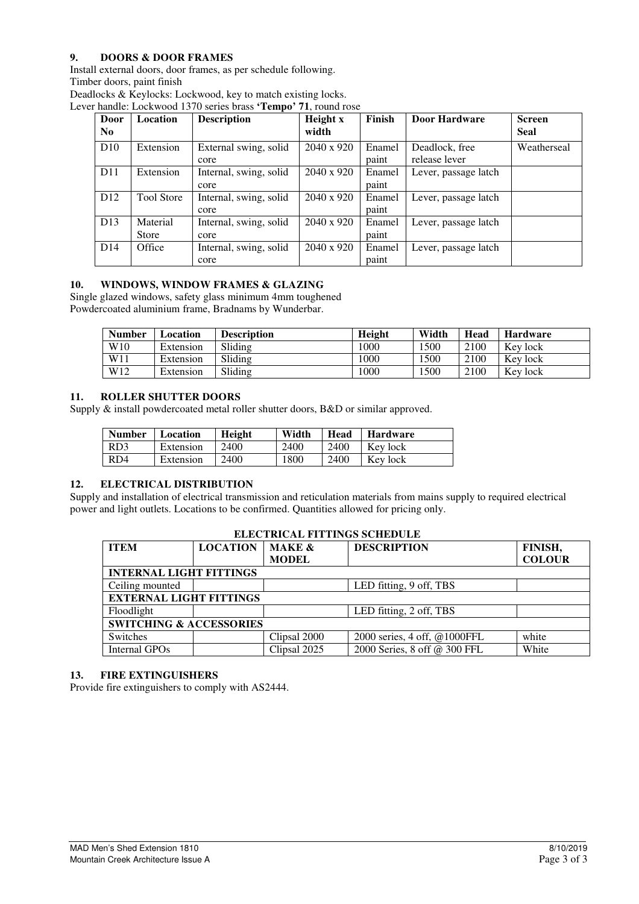## 9. DOORS & DOOR FRAMES

Install external doors, door frames, as per schedule following.
Timber doors, paint finish
Deadlocks & Keylocks: Lockwood, key to match existing locks.
Lever handle: Lockwood 1370 series brass **'Tempo' 71**, round rose

| Door No | Location | Description | Height x width | Finish | Door Hardware | Screen Seal |
|---|---|---|---|---|---|---|
| D10 | Extension | External swing, solid core | 2040 x 920 | Enamel paint | Deadlock, free release lever | Weatherseal |
| D11 | Extension | Internal, swing, solid core | 2040 x 920 | Enamel paint | Lever, passage latch | |
| D12 | Tool Store | Internal, swing, solid core | 2040 x 920 | Enamel paint | Lever, passage latch | |
| D13 | Material Store | Internal, swing, solid core | 2040 x 920 | Enamel paint | Lever, passage latch | |
| D14 | Office | Internal, swing, solid core | 2040 x 920 | Enamel paint | Lever, passage latch | |

## 10. WINDOWS, WINDOW FRAMES & GLAZING

Single glazed windows, safety glass minimum 4mm toughened
Powdercoated aluminium frame, Bradnams by Wunderbar.

| Number | Location | Description | Height | Width | Head | Hardware |
|---|---|---|---|---|---|---|
| W10 | Extension | Sliding | 1000 | 1500 | 2100 | Key lock |
| W11 | Extension | Sliding | 1000 | 1500 | 2100 | Key lock |
| W12 | Extension | Sliding | 1000 | 1500 | 2100 | Key lock |

## 11. ROLLER SHUTTER DOORS

Supply & install powdercoated metal roller shutter doors, B&D or similar approved.

| Number | Location | Height | Width | Head | Hardware |
|---|---|---|---|---|---|
| RD3 | Extension | 2400 | 2400 | 2400 | Key lock |
| RD4 | Extension | 2400 | 1800 | 2400 | Key lock |

## 12. ELECTRICAL DISTRIBUTION

Supply and installation of electrical transmission and reticulation materials from mains supply to required electrical power and light outlets. Locations to be confirmed. Quantities allowed for pricing only.

**ELECTRICAL FITTINGS SCHEDULE**

| ITEM | LOCATION | MAKE & MODEL | DESCRIPTION | FINISH, COLOUR |
|---|---|---|---|---|
| **INTERNAL LIGHT FITTINGS** | | | | |
| Ceiling mounted | | | LED fitting, 9 off, TBS | |
| **EXTERNAL LIGHT FITTINGS** | | | | |
| Floodlight | | | LED fitting, 2 off, TBS | |
| **SWITCHING & ACCESSORIES** | | | | |
| Switches | | Clipsal 2000 | 2000 series, 4 off, @1000FFL | white |
| Internal GPOs | | Clipsal 2025 | 2000 Series, 8 off @ 300 FFL | White |

## 13. FIRE EXTINGUISHERS

Provide fire extinguishers to comply with AS2444.